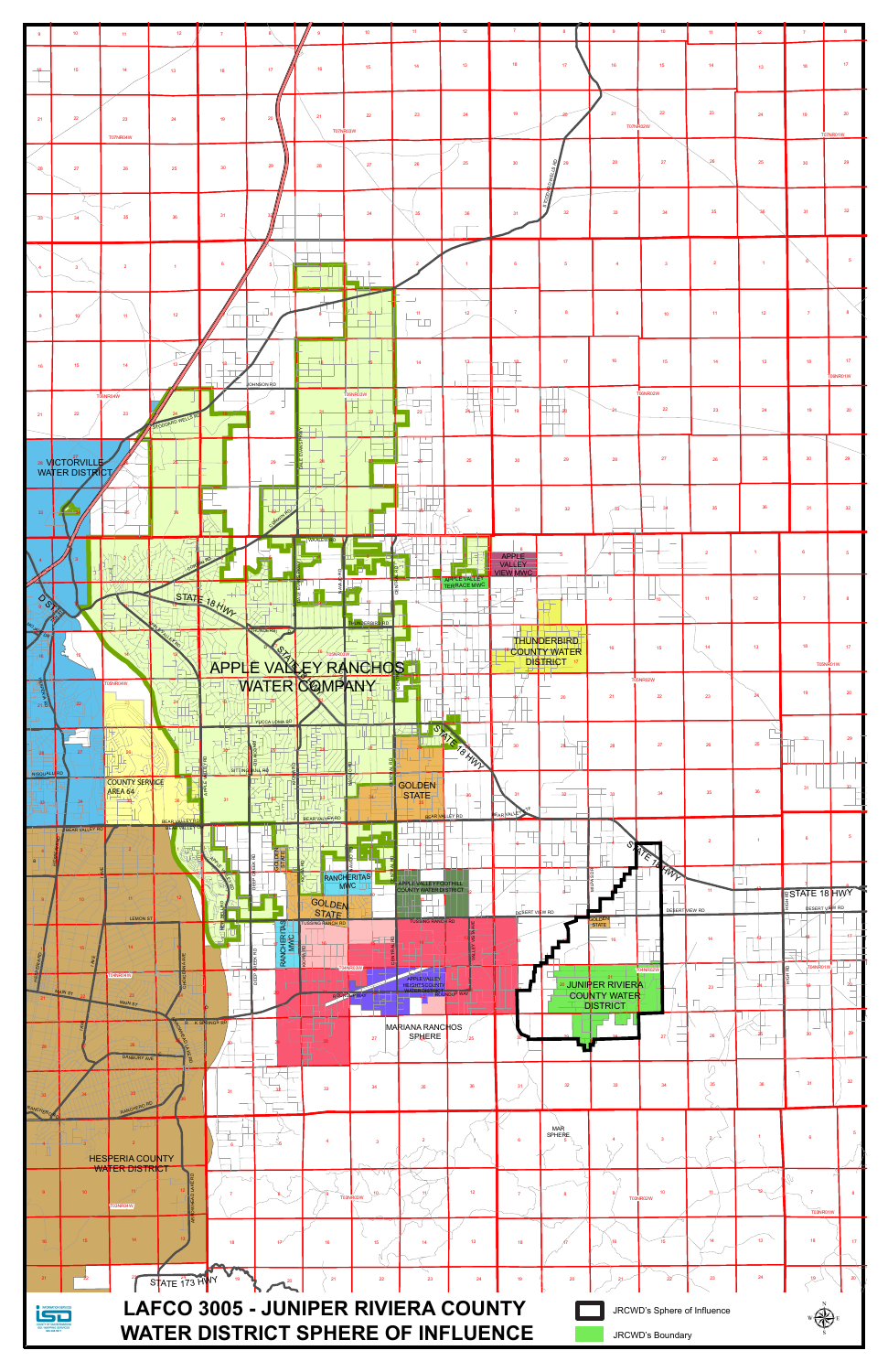# LAFCO 3005 - JUNIPER RIVIERA COUNTY WATER DISTRICT SPHERE OF INFLUENCE

- JRCWD's Sphere of Influence
- JRCWD's Boundary

VICTORVILLE WATER DISTRICT

APPLE VALLEY RANCHOS WATER COMPANY

APPLE VALLEY VIEW MWC

APPLE VALLEY TERRACE MWC

THUNDERBIRD COUNTY WATER DISTRICT

COUNTY SERVICE AREA 64

GOLDEN STATE

RANCHERITAS MWC

APPLE VALLEY FOOTHILL COUNTY WATER DISTRICT

APPLE VALLEY HEIGHTS COUNTY WATER DISTRICT

MARIANA RANCHOS SPHERE

JUNIPER RIVIERA COUNTY WATER DISTRICT

HESPERIA COUNTY WATER DISTRICT

MAR SPHERE

STATE 18 HWY

STATE 173 HWY

BEAR VALLEY RD

DESERT VIEW RD

TUSSING RANCH RD

JOHNSON RD

YUCCA LOMA RD

THUNDERBIRD RD

LEMON ST

MAIN ST

RANCHERO RD

HIGH RD

T07NR04W

T07NR03W

T07NR02W

T07NR01W

T06NR04W

T06NR03W

T06NR02W

T06NR01W

T05NR04W

T05NR03W

T05NR02W

T05NR01W

T04NR04W

T04NR03W

T04NR02W

T04NR01W

T03NR04W

T03NR03W

T03NR02W

T03NR01W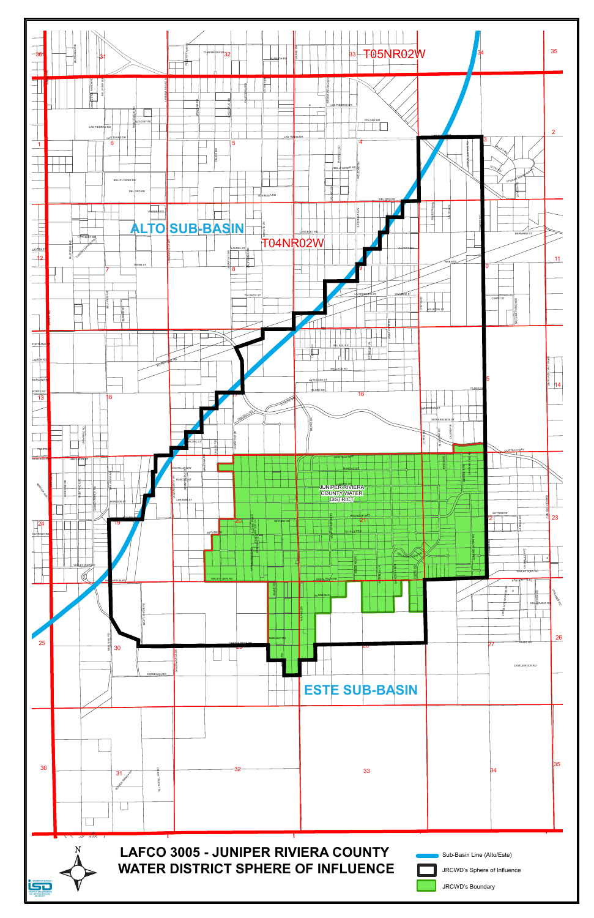# LAFCO 3005 - JUNIPER RIVIERA COUNTY WATER DISTRICT SPHERE OF INFLUENCE

ALTO SUB-BASIN

ESTE SUB-BASIN

T05NR02W

T04NR02W

JUNIPER RIVIERA COUNTY WATER DISTRICT

Sub-Basin Line (Alto/Este)

JRCWD's Sphere of Influence

JRCWD's Boundary